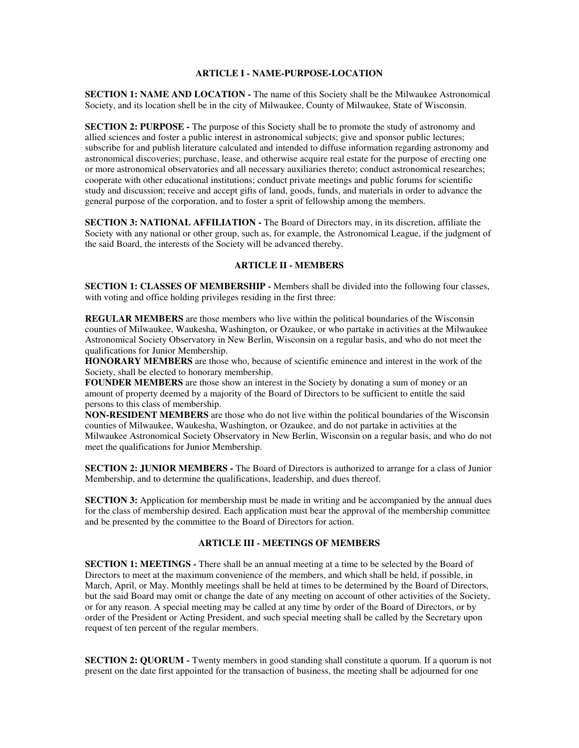## ARTICLE I - NAME-PURPOSE-LOCATION

**SECTION 1: NAME AND LOCATION -** The name of this Society shall be the Milwaukee Astronomical Society, and its location shell be in the city of Milwaukee, County of Milwaukee, State of Wisconsin.

**SECTION 2: PURPOSE -** The purpose of this Society shall be to promote the study of astronomy and allied sciences and foster a public interest in astronomical subjects; give and sponsor public lectures; subscribe for and publish literature calculated and intended to diffuse information regarding astronomy and astronomical discoveries; purchase, lease, and otherwise acquire real estate for the purpose of erecting one or more astronomical observatories and all necessary auxiliaries thereto; conduct astronomical researches; cooperate with other educational institutions; conduct private meetings and public forums for scientific study and discussion; receive and accept gifts of land, goods, funds, and materials in order to advance the general purpose of the corporation, and to foster a sprit of fellowship among the members.

**SECTION 3: NATIONAL AFFILIATION -** The Board of Directors may, in its discretion, affiliate the Society with any national or other group, such as, for example, the Astronomical League, if the judgment of the said Board, the interests of the Society will be advanced thereby.

## ARTICLE II - MEMBERS

**SECTION 1: CLASSES OF MEMBERSHIP -** Members shall be divided into the following four classes, with voting and office holding privileges residing in the first three:

**REGULAR MEMBERS** are those members who live within the political boundaries of the Wisconsin counties of Milwaukee, Waukesha, Washington, or Ozaukee, or who partake in activities at the Milwaukee Astronomical Society Observatory in New Berlin, Wisconsin on a regular basis, and who do not meet the qualifications for Junior Membership.
**HONORARY MEMBERS** are those who, because of scientific eminence and interest in the work of the Society, shall be elected to honorary membership.
**FOUNDER MEMBERS** are those show an interest in the Society by donating a sum of money or an amount of property deemed by a majority of the Board of Directors to be sufficient to entitle the said persons to this class of membership.
**NON-RESIDENT MEMBERS** are those who do not live within the political boundaries of the Wisconsin counties of Milwaukee, Waukesha, Washington, or Ozaukee, and do not partake in activities at the Milwaukee Astronomical Society Observatory in New Berlin, Wisconsin on a regular basis, and who do not meet the qualifications for Junior Membership.

**SECTION 2: JUNIOR MEMBERS -** The Board of Directors is authorized to arrange for a class of Junior Membership, and to determine the qualifications, leadership, and dues thereof.

**SECTION 3:** Application for membership must be made in writing and be accompanied by the annual dues for the class of membership desired. Each application must bear the approval of the membership committee and be presented by the committee to the Board of Directors for action.

## ARTICLE III - MEETINGS OF MEMBERS

**SECTION 1: MEETINGS -** There shall be an annual meeting at a time to be selected by the Board of Directors to meet at the maximum convenience of the members, and which shall be held, if possible, in March, April, or May. Monthly meetings shall be held at times to be determined by the Board of Directors, but the said Board may omit or change the date of any meeting on account of other activities of the Society, or for any reason. A special meeting may be called at any time by order of the Board of Directors, or by order of the President or Acting President, and such special meeting shall be called by the Secretary upon request of ten percent of the regular members.

**SECTION 2: QUORUM -** Twenty members in good standing shall constitute a quorum. If a quorum is not present on the date first appointed for the transaction of business, the meeting shall be adjourned for one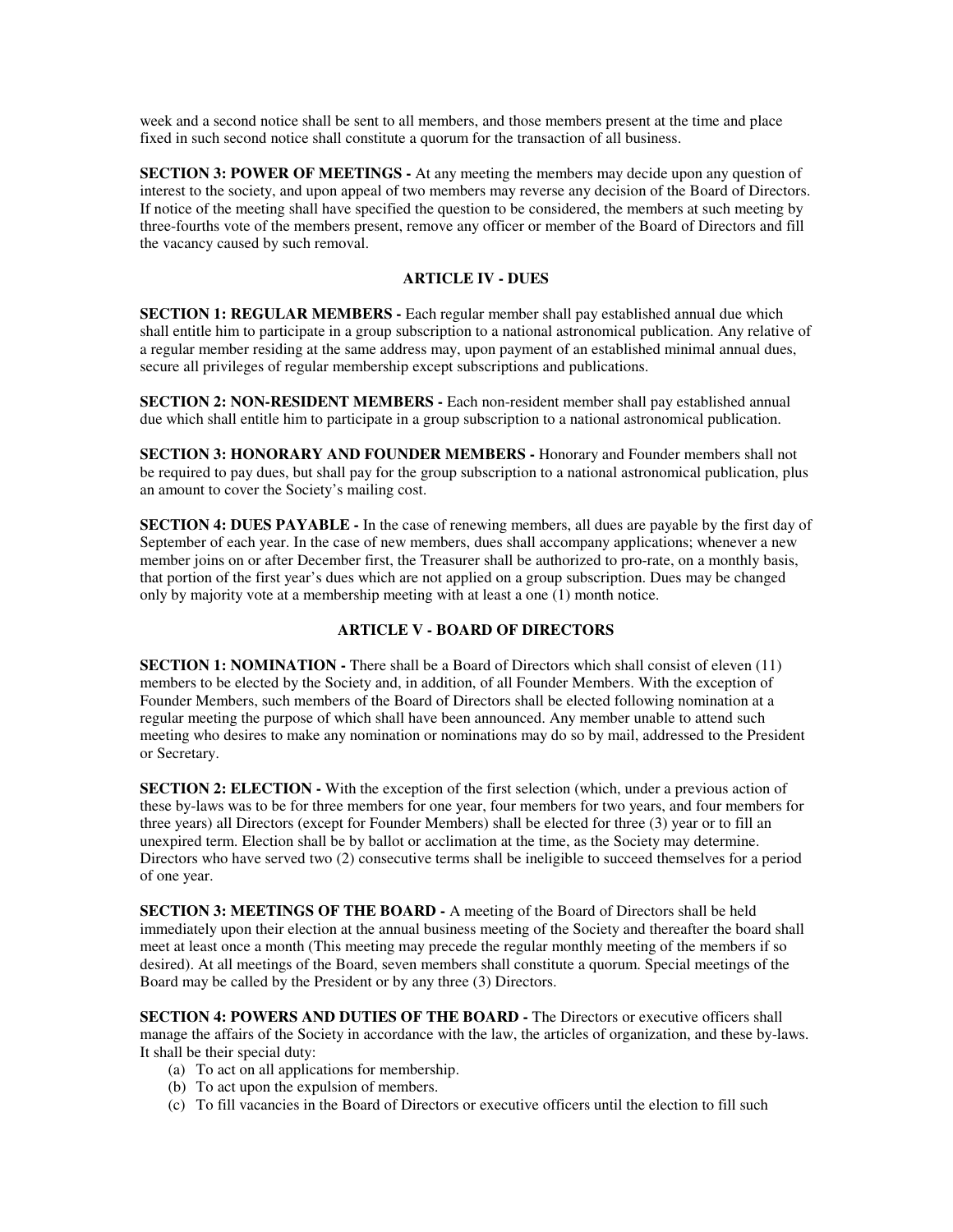week and a second notice shall be sent to all members, and those members present at the time and place fixed in such second notice shall constitute a quorum for the transaction of all business.

**SECTION 3: POWER OF MEETINGS -** At any meeting the members may decide upon any question of interest to the society, and upon appeal of two members may reverse any decision of the Board of Directors. If notice of the meeting shall have specified the question to be considered, the members at such meeting by three-fourths vote of the members present, remove any officer or member of the Board of Directors and fill the vacancy caused by such removal.

## ARTICLE IV - DUES

**SECTION 1: REGULAR MEMBERS -** Each regular member shall pay established annual due which shall entitle him to participate in a group subscription to a national astronomical publication. Any relative of a regular member residing at the same address may, upon payment of an established minimal annual dues, secure all privileges of regular membership except subscriptions and publications.

**SECTION 2: NON-RESIDENT MEMBERS -** Each non-resident member shall pay established annual due which shall entitle him to participate in a group subscription to a national astronomical publication.

**SECTION 3: HONORARY AND FOUNDER MEMBERS -** Honorary and Founder members shall not be required to pay dues, but shall pay for the group subscription to a national astronomical publication, plus an amount to cover the Society's mailing cost.

**SECTION 4: DUES PAYABLE -** In the case of renewing members, all dues are payable by the first day of September of each year. In the case of new members, dues shall accompany applications; whenever a new member joins on or after December first, the Treasurer shall be authorized to pro-rate, on a monthly basis, that portion of the first year's dues which are not applied on a group subscription. Dues may be changed only by majority vote at a membership meeting with at least a one (1) month notice.

## ARTICLE V - BOARD OF DIRECTORS

**SECTION 1: NOMINATION -** There shall be a Board of Directors which shall consist of eleven (11) members to be elected by the Society and, in addition, of all Founder Members. With the exception of Founder Members, such members of the Board of Directors shall be elected following nomination at a regular meeting the purpose of which shall have been announced. Any member unable to attend such meeting who desires to make any nomination or nominations may do so by mail, addressed to the President or Secretary.

**SECTION 2: ELECTION -** With the exception of the first selection (which, under a previous action of these by-laws was to be for three members for one year, four members for two years, and four members for three years) all Directors (except for Founder Members) shall be elected for three (3) year or to fill an unexpired term. Election shall be by ballot or acclimation at the time, as the Society may determine. Directors who have served two (2) consecutive terms shall be ineligible to succeed themselves for a period of one year.

**SECTION 3: MEETINGS OF THE BOARD -** A meeting of the Board of Directors shall be held immediately upon their election at the annual business meeting of the Society and thereafter the board shall meet at least once a month (This meeting may precede the regular monthly meeting of the members if so desired). At all meetings of the Board, seven members shall constitute a quorum. Special meetings of the Board may be called by the President or by any three (3) Directors.

**SECTION 4: POWERS AND DUTIES OF THE BOARD -** The Directors or executive officers shall manage the affairs of the Society in accordance with the law, the articles of organization, and these by-laws. It shall be their special duty:

(a) To act on all applications for membership.
(b) To act upon the expulsion of members.
(c) To fill vacancies in the Board of Directors or executive officers until the election to fill such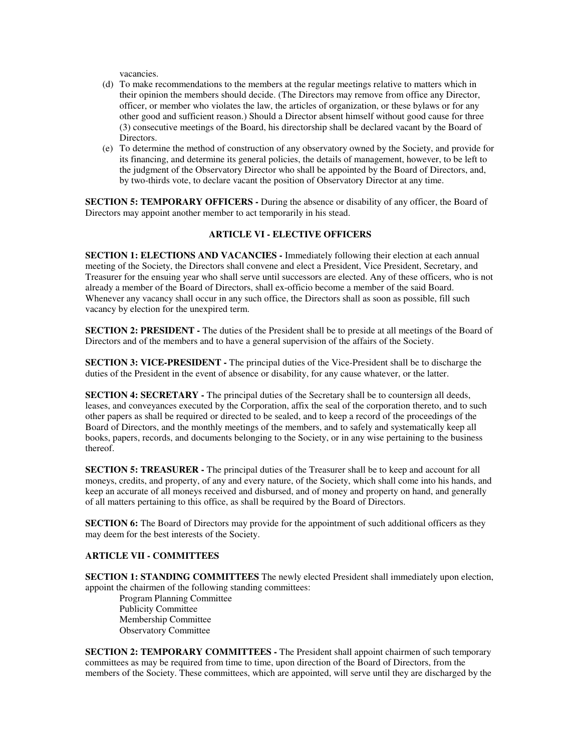vacancies.

(d) To make recommendations to the members at the regular meetings relative to matters which in their opinion the members should decide. (The Directors may remove from office any Director, officer, or member who violates the law, the articles of organization, or these bylaws or for any other good and sufficient reason.) Should a Director absent himself without good cause for three (3) consecutive meetings of the Board, his directorship shall be declared vacant by the Board of Directors.

(e) To determine the method of construction of any observatory owned by the Society, and provide for its financing, and determine its general policies, the details of management, however, to be left to the judgment of the Observatory Director who shall be appointed by the Board of Directors, and, by two-thirds vote, to declare vacant the position of Observatory Director at any time.

**SECTION 5: TEMPORARY OFFICERS -** During the absence or disability of any officer, the Board of Directors may appoint another member to act temporarily in his stead.

## ARTICLE VI - ELECTIVE OFFICERS

**SECTION 1: ELECTIONS AND VACANCIES -** Immediately following their election at each annual meeting of the Society, the Directors shall convene and elect a President, Vice President, Secretary, and Treasurer for the ensuing year who shall serve until successors are elected. Any of these officers, who is not already a member of the Board of Directors, shall ex-officio become a member of the said Board. Whenever any vacancy shall occur in any such office, the Directors shall as soon as possible, fill such vacancy by election for the unexpired term.

**SECTION 2: PRESIDENT -** The duties of the President shall be to preside at all meetings of the Board of Directors and of the members and to have a general supervision of the affairs of the Society.

**SECTION 3: VICE-PRESIDENT -** The principal duties of the Vice-President shall be to discharge the duties of the President in the event of absence or disability, for any cause whatever, or the latter.

**SECTION 4: SECRETARY -** The principal duties of the Secretary shall be to countersign all deeds, leases, and conveyances executed by the Corporation, affix the seal of the corporation thereto, and to such other papers as shall be required or directed to be sealed, and to keep a record of the proceedings of the Board of Directors, and the monthly meetings of the members, and to safely and systematically keep all books, papers, records, and documents belonging to the Society, or in any wise pertaining to the business thereof.

**SECTION 5: TREASURER -** The principal duties of the Treasurer shall be to keep and account for all moneys, credits, and property, of any and every nature, of the Society, which shall come into his hands, and keep an accurate of all moneys received and disbursed, and of money and property on hand, and generally of all matters pertaining to this office, as shall be required by the Board of Directors.

**SECTION 6:** The Board of Directors may provide for the appointment of such additional officers as they may deem for the best interests of the Society.

## ARTICLE VII - COMMITTEES

**SECTION 1: STANDING COMMITTEES** The newly elected President shall immediately upon election, appoint the chairmen of the following standing committees:

- Program Planning Committee
- Publicity Committee
- Membership Committee
- Observatory Committee

**SECTION 2: TEMPORARY COMMITTEES -** The President shall appoint chairmen of such temporary committees as may be required from time to time, upon direction of the Board of Directors, from the members of the Society. These committees, which are appointed, will serve until they are discharged by the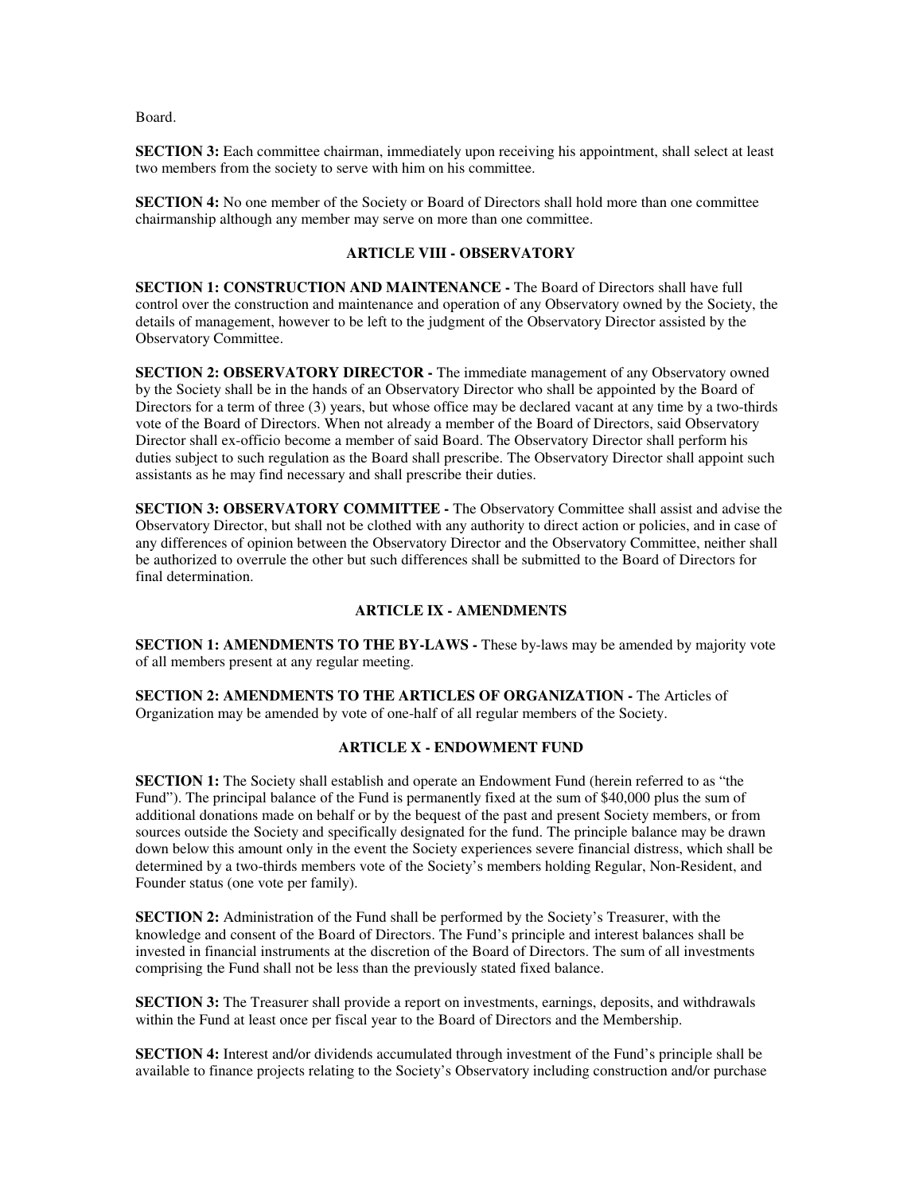Board.

**SECTION 3:** Each committee chairman, immediately upon receiving his appointment, shall select at least two members from the society to serve with him on his committee.

**SECTION 4:** No one member of the Society or Board of Directors shall hold more than one committee chairmanship although any member may serve on more than one committee.

## ARTICLE VIII - OBSERVATORY

**SECTION 1: CONSTRUCTION AND MAINTENANCE -** The Board of Directors shall have full control over the construction and maintenance and operation of any Observatory owned by the Society, the details of management, however to be left to the judgment of the Observatory Director assisted by the Observatory Committee.

**SECTION 2: OBSERVATORY DIRECTOR -** The immediate management of any Observatory owned by the Society shall be in the hands of an Observatory Director who shall be appointed by the Board of Directors for a term of three (3) years, but whose office may be declared vacant at any time by a two-thirds vote of the Board of Directors. When not already a member of the Board of Directors, said Observatory Director shall ex-officio become a member of said Board. The Observatory Director shall perform his duties subject to such regulation as the Board shall prescribe. The Observatory Director shall appoint such assistants as he may find necessary and shall prescribe their duties.

**SECTION 3: OBSERVATORY COMMITTEE -** The Observatory Committee shall assist and advise the Observatory Director, but shall not be clothed with any authority to direct action or policies, and in case of any differences of opinion between the Observatory Director and the Observatory Committee, neither shall be authorized to overrule the other but such differences shall be submitted to the Board of Directors for final determination.

## ARTICLE IX - AMENDMENTS

**SECTION 1: AMENDMENTS TO THE BY-LAWS -** These by-laws may be amended by majority vote of all members present at any regular meeting.

**SECTION 2: AMENDMENTS TO THE ARTICLES OF ORGANIZATION -** The Articles of Organization may be amended by vote of one-half of all regular members of the Society.

## ARTICLE X - ENDOWMENT FUND

**SECTION 1:** The Society shall establish and operate an Endowment Fund (herein referred to as "the Fund"). The principal balance of the Fund is permanently fixed at the sum of $40,000 plus the sum of additional donations made on behalf or by the bequest of the past and present Society members, or from sources outside the Society and specifically designated for the fund. The principle balance may be drawn down below this amount only in the event the Society experiences severe financial distress, which shall be determined by a two-thirds members vote of the Society's members holding Regular, Non-Resident, and Founder status (one vote per family).

**SECTION 2:** Administration of the Fund shall be performed by the Society's Treasurer, with the knowledge and consent of the Board of Directors. The Fund's principle and interest balances shall be invested in financial instruments at the discretion of the Board of Directors. The sum of all investments comprising the Fund shall not be less than the previously stated fixed balance.

**SECTION 3:** The Treasurer shall provide a report on investments, earnings, deposits, and withdrawals within the Fund at least once per fiscal year to the Board of Directors and the Membership.

**SECTION 4:** Interest and/or dividends accumulated through investment of the Fund's principle shall be available to finance projects relating to the Society's Observatory including construction and/or purchase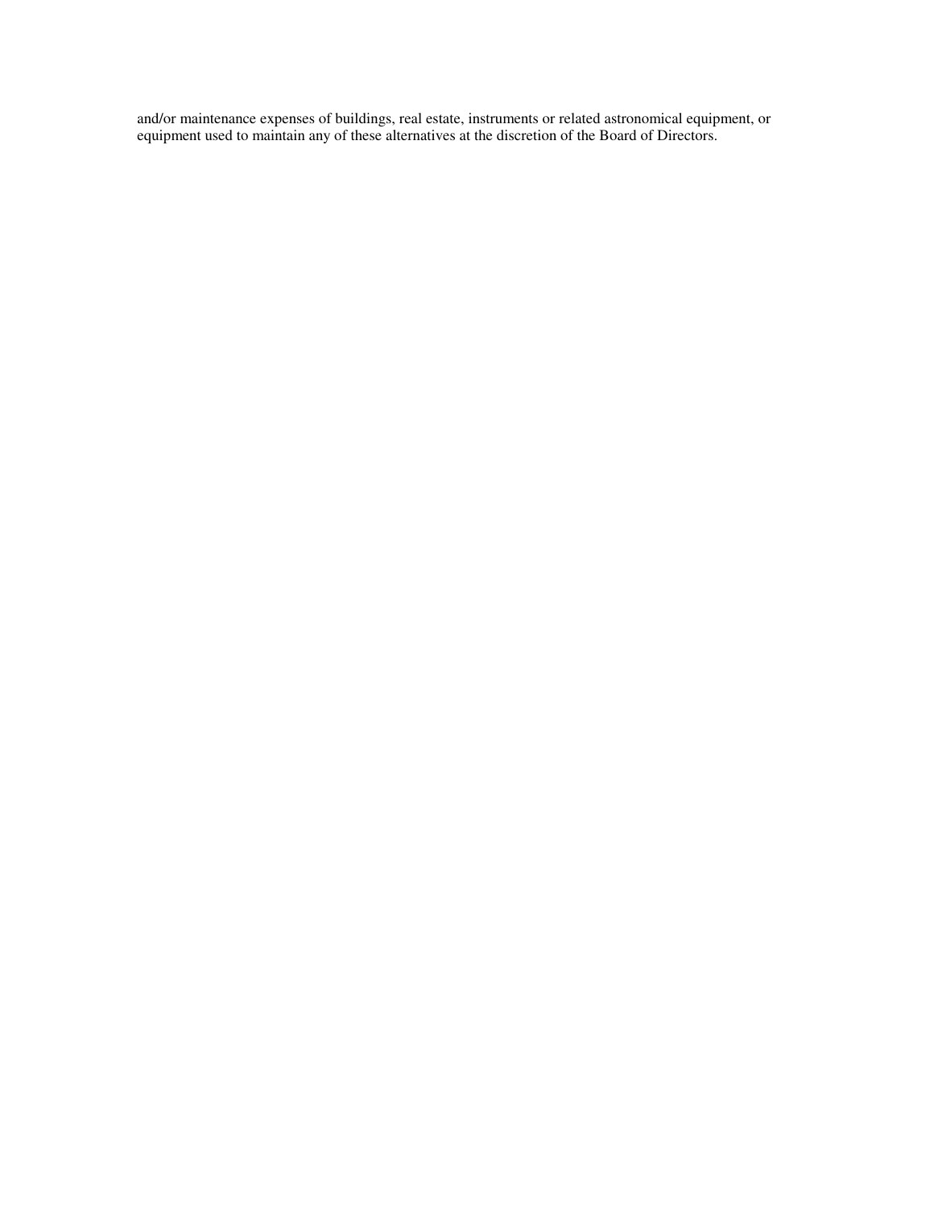and/or maintenance expenses of buildings, real estate, instruments or related astronomical equipment, or equipment used to maintain any of these alternatives at the discretion of the Board of Directors.